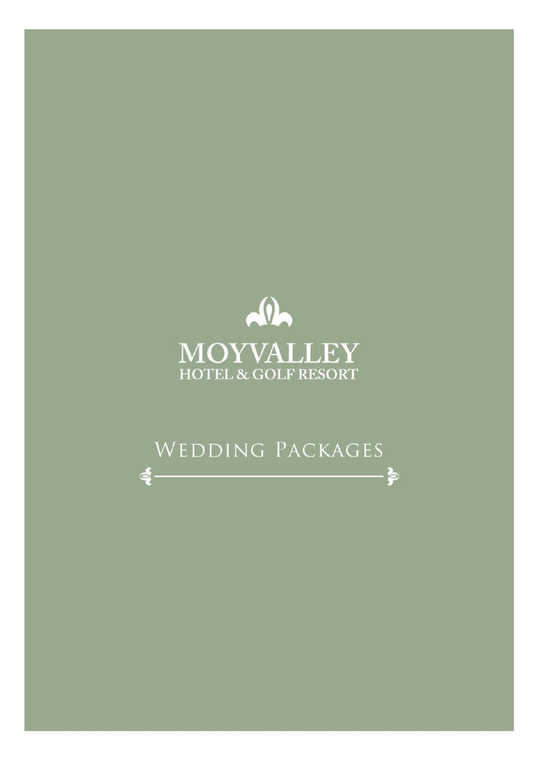# MOYVALLEY
## HOTEL & GOLF RESORT

## Wedding Packages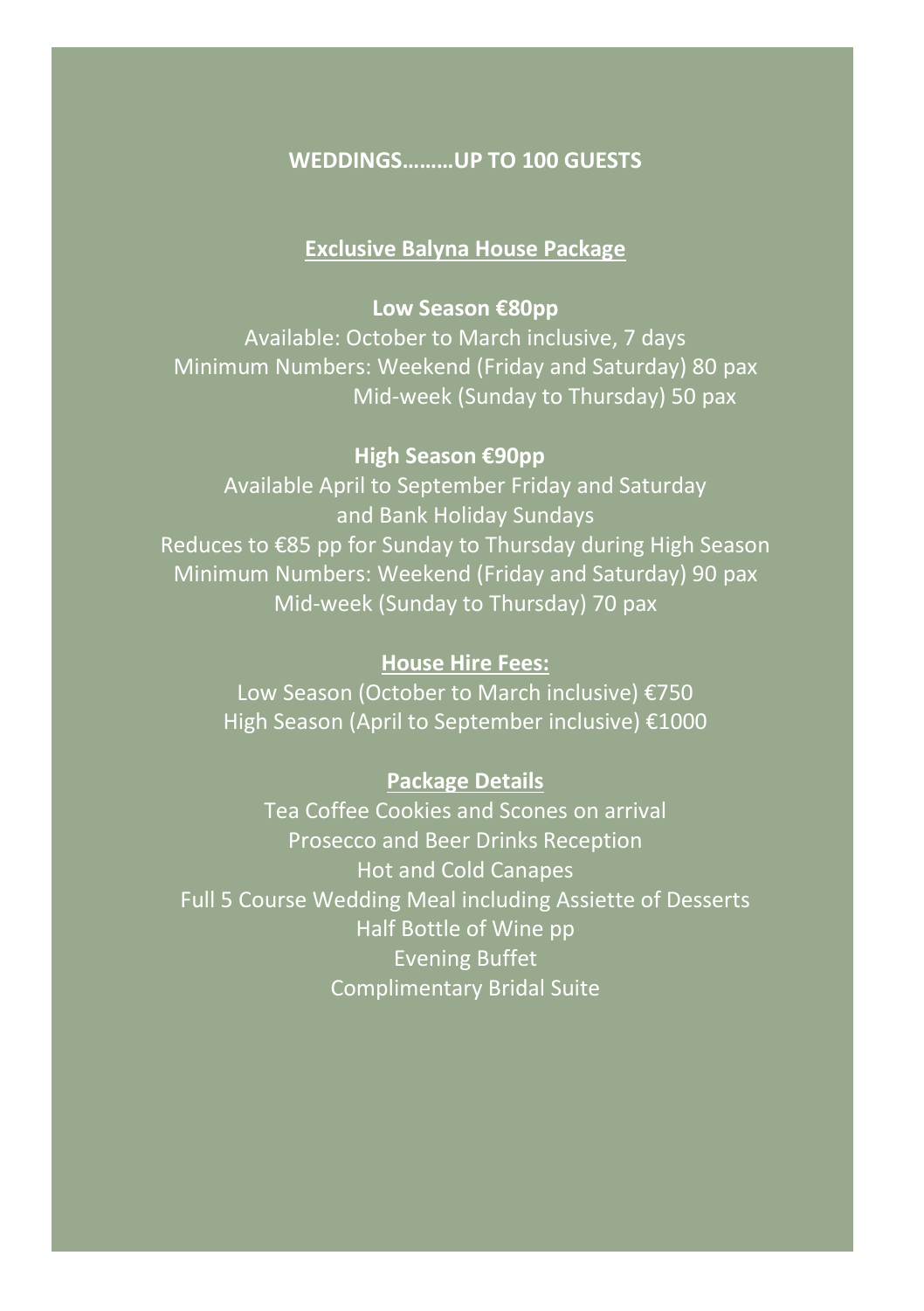**WEDDINGS………UP TO 100 GUESTS**

**Exclusive Balyna House Package**

**Low Season €80pp**

Available: October to March inclusive, 7 days

Minimum Numbers: Weekend (Friday and Saturday) 80 pax

Mid-week (Sunday to Thursday) 50 pax

**High Season €90pp**

Available April to September Friday and Saturday and Bank Holiday Sundays

Reduces to €85 pp for Sunday to Thursday during High Season

Minimum Numbers: Weekend (Friday and Saturday) 90 pax

Mid-week (Sunday to Thursday) 70 pax

**House Hire Fees:**

Low Season (October to March inclusive) €750

High Season (April to September inclusive) €1000

**Package Details**

Tea Coffee Cookies and Scones on arrival

Prosecco and Beer Drinks Reception

Hot and Cold Canapes

Full 5 Course Wedding Meal including Assiette of Desserts

Half Bottle of Wine pp

Evening Buffet

Complimentary Bridal Suite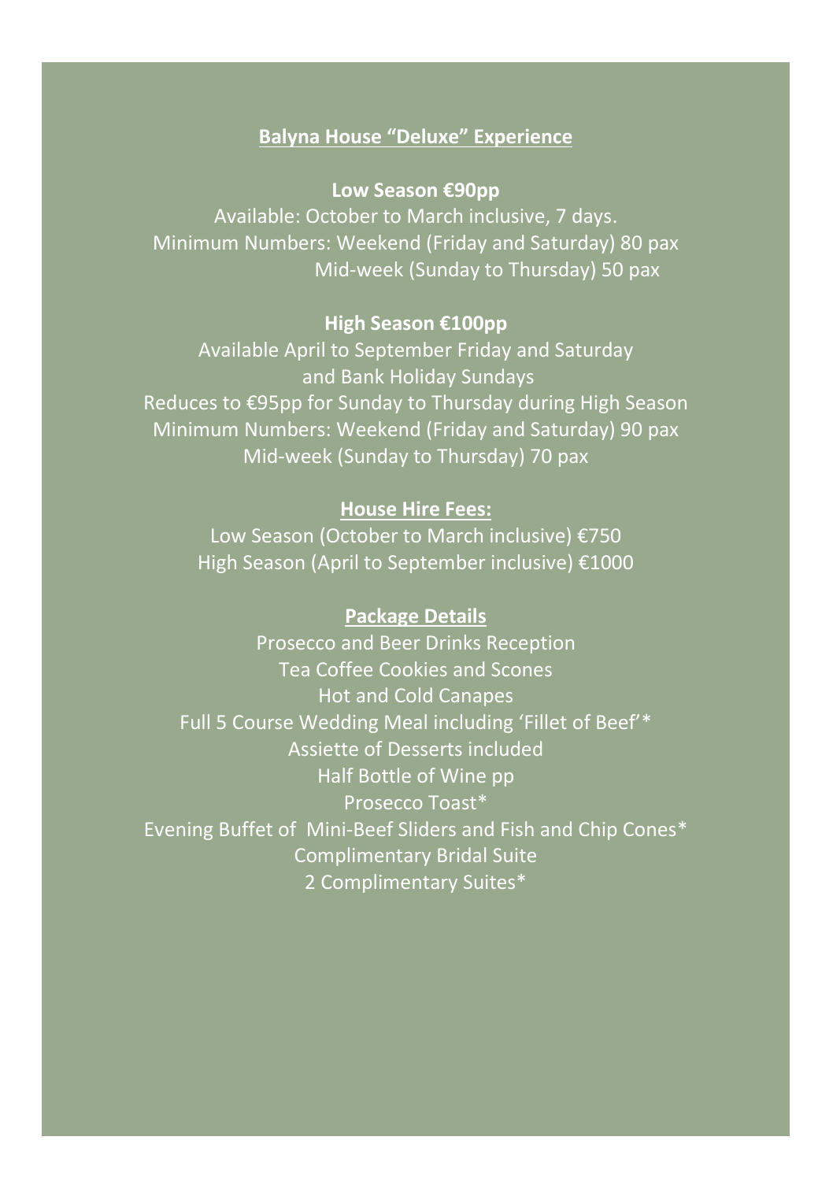## Balyna House "Deluxe" Experience

**Low Season €90pp**

Available: October to March inclusive, 7 days.
Minimum Numbers: Weekend (Friday and Saturday) 80 pax
Mid-week (Sunday to Thursday) 50 pax

**High Season €100pp**

Available April to September Friday and Saturday
and Bank Holiday Sundays
Reduces to €95pp for Sunday to Thursday during High Season
Minimum Numbers: Weekend (Friday and Saturday) 90 pax
Mid-week (Sunday to Thursday) 70 pax

**House Hire Fees:**

Low Season (October to March inclusive) €750
High Season (April to September inclusive) €1000

**Package Details**

Prosecco and Beer Drinks Reception
Tea Coffee Cookies and Scones
Hot and Cold Canapes
Full 5 Course Wedding Meal including 'Fillet of Beef'*
Assiette of Desserts included
Half Bottle of Wine pp
Prosecco Toast*
Evening Buffet of Mini-Beef Sliders and Fish and Chip Cones*
Complimentary Bridal Suite
2 Complimentary Suites*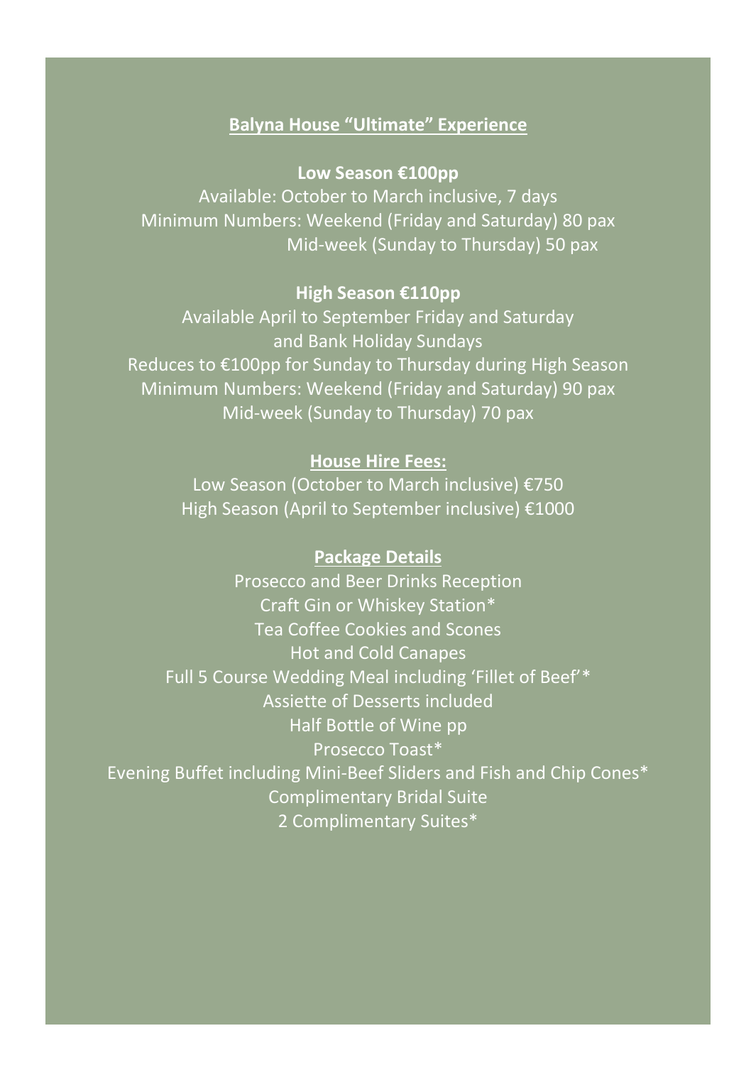## Balyna House "Ultimate" Experience

**Low Season €100pp**

Available: October to March inclusive, 7 days
Minimum Numbers: Weekend (Friday and Saturday) 80 pax
Mid-week (Sunday to Thursday) 50 pax

**High Season €110pp**

Available April to September Friday and Saturday
and Bank Holiday Sundays
Reduces to €100pp for Sunday to Thursday during High Season
Minimum Numbers: Weekend (Friday and Saturday) 90 pax
Mid-week (Sunday to Thursday) 70 pax

**House Hire Fees:**

Low Season (October to March inclusive) €750
High Season (April to September inclusive) €1000

**Package Details**

Prosecco and Beer Drinks Reception
Craft Gin or Whiskey Station*
Tea Coffee Cookies and Scones
Hot and Cold Canapes
Full 5 Course Wedding Meal including 'Fillet of Beef'*
Assiette of Desserts included
Half Bottle of Wine pp
Prosecco Toast*
Evening Buffet including Mini-Beef Sliders and Fish and Chip Cones*
Complimentary Bridal Suite
2 Complimentary Suites*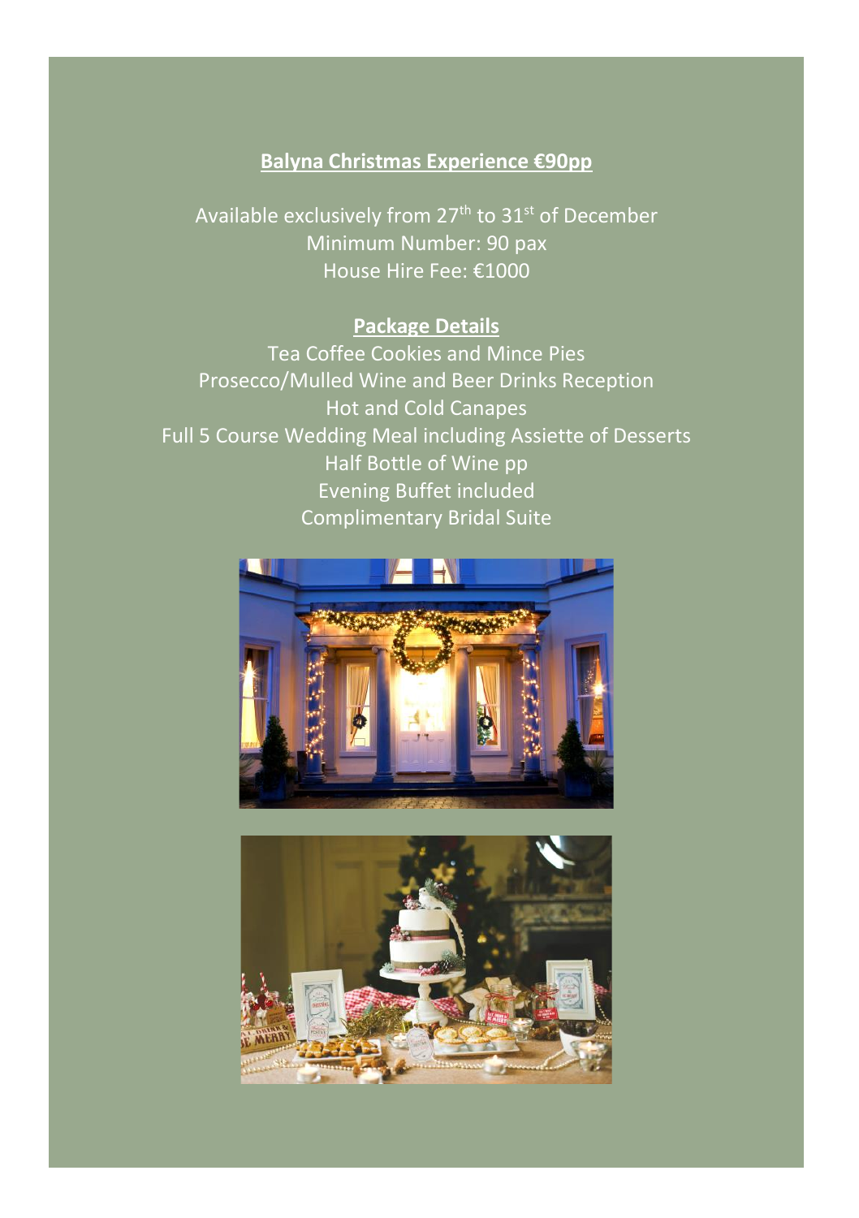## Balyna Christmas Experience €90pp

Available exclusively from 27th to 31st of December
Minimum Number: 90 pax
House Hire Fee: €1000

### Package Details

Tea Coffee Cookies and Mince Pies
Prosecco/Mulled Wine and Beer Drinks Reception
Hot and Cold Canapes
Full 5 Course Wedding Meal including Assiette of Desserts
Half Bottle of Wine pp
Evening Buffet included
Complimentary Bridal Suite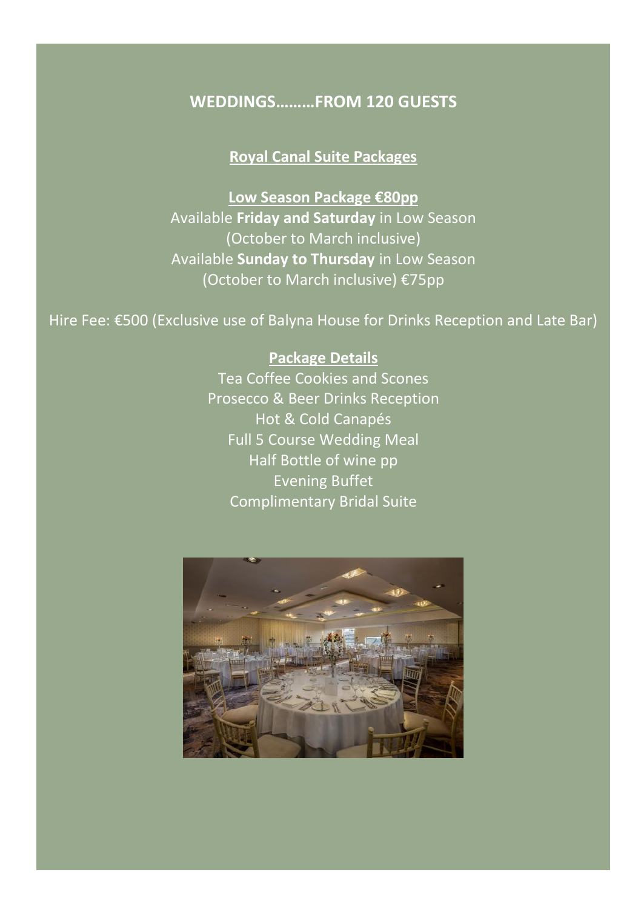## WEDDINGS………FROM 120 GUESTS

**Royal Canal Suite Packages**

**Low Season Package €80pp**

Available **Friday and Saturday** in Low Season
(October to March inclusive)
Available **Sunday to Thursday** in Low Season
(October to March inclusive) €75pp

Hire Fee: €500 (Exclusive use of Balyna House for Drinks Reception and Late Bar)

**Package Details**

Tea Coffee Cookies and Scones
Prosecco & Beer Drinks Reception
Hot & Cold Canapés
Full 5 Course Wedding Meal
Half Bottle of wine pp
Evening Buffet
Complimentary Bridal Suite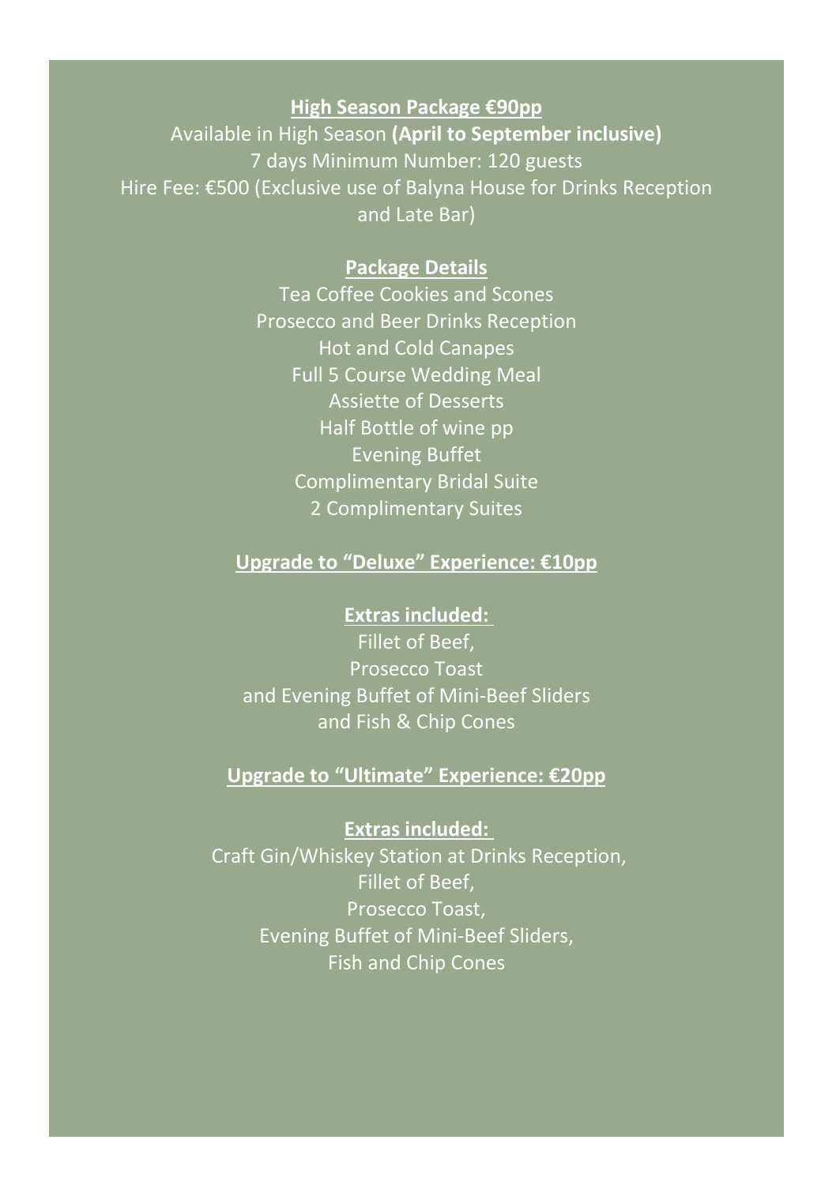**High Season Package €90pp**

Available in High Season **(April to September inclusive)**

7 days Minimum Number: 120 guests

Hire Fee: €500 (Exclusive use of Balyna House for Drinks Reception and Late Bar)

**Package Details**

Tea Coffee Cookies and Scones

Prosecco and Beer Drinks Reception

Hot and Cold Canapes

Full 5 Course Wedding Meal

Assiette of Desserts

Half Bottle of wine pp

Evening Buffet

Complimentary Bridal Suite

2 Complimentary Suites

**Upgrade to "Deluxe" Experience: €10pp**

**Extras included:**

Fillet of Beef,

Prosecco Toast

and Evening Buffet of Mini-Beef Sliders

and Fish & Chip Cones

**Upgrade to "Ultimate" Experience: €20pp**

**Extras included:**

Craft Gin/Whiskey Station at Drinks Reception,

Fillet of Beef,

Prosecco Toast,

Evening Buffet of Mini-Beef Sliders,

Fish and Chip Cones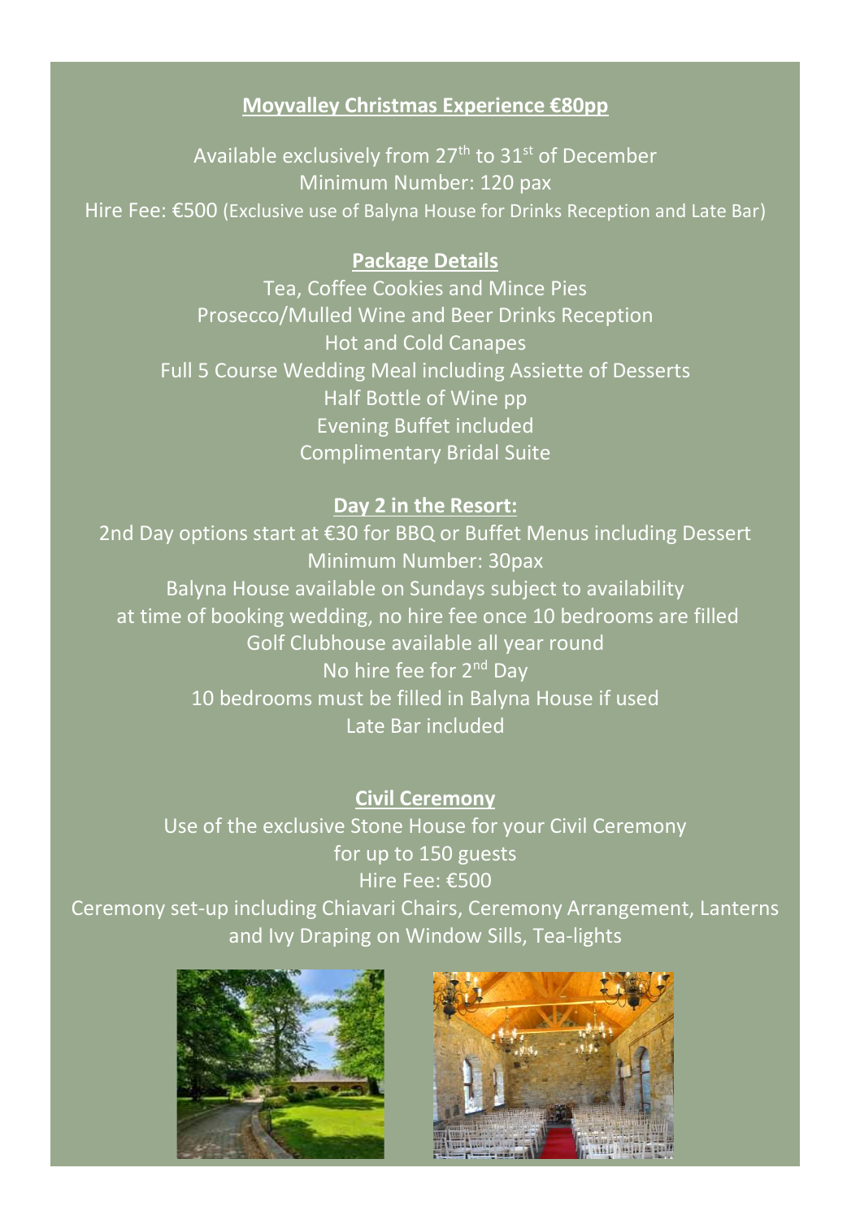## Moyvalley Christmas Experience €80pp

Available exclusively from 27th to 31st of December
Minimum Number: 120 pax
Hire Fee: €500 (Exclusive use of Balyna House for Drinks Reception and Late Bar)

### Package Details

Tea, Coffee Cookies and Mince Pies
Prosecco/Mulled Wine and Beer Drinks Reception
Hot and Cold Canapes
Full 5 Course Wedding Meal including Assiette of Desserts
Half Bottle of Wine pp
Evening Buffet included
Complimentary Bridal Suite

### Day 2 in the Resort:

2nd Day options start at €30 for BBQ or Buffet Menus including Dessert
Minimum Number: 30pax
Balyna House available on Sundays subject to availability
at time of booking wedding, no hire fee once 10 bedrooms are filled
Golf Clubhouse available all year round
No hire fee for 2nd Day
10 bedrooms must be filled in Balyna House if used
Late Bar included

### Civil Ceremony

Use of the exclusive Stone House for your Civil Ceremony
for up to 150 guests
Hire Fee: €500
Ceremony set-up including Chiavari Chairs, Ceremony Arrangement, Lanterns and Ivy Draping on Window Sills, Tea-lights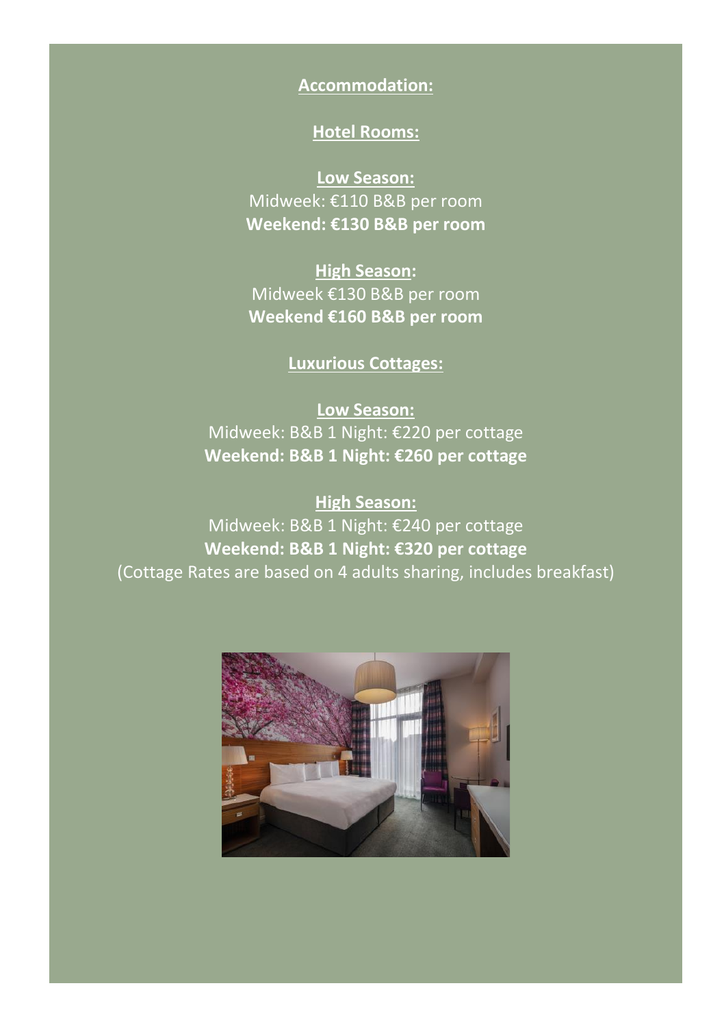## Accommodation:

### Hotel Rooms:

**Low Season:**

Midweek: €110 B&B per room

**Weekend: €130 B&B per room**

**High Season:**

Midweek €130 B&B per room

**Weekend €160 B&B per room**

### Luxurious Cottages:

**Low Season:**

Midweek: B&B 1 Night: €220 per cottage

**Weekend: B&B 1 Night: €260 per cottage**

**High Season:**

Midweek: B&B 1 Night: €240 per cottage

**Weekend: B&B 1 Night: €320 per cottage**

(Cottage Rates are based on 4 adults sharing, includes breakfast)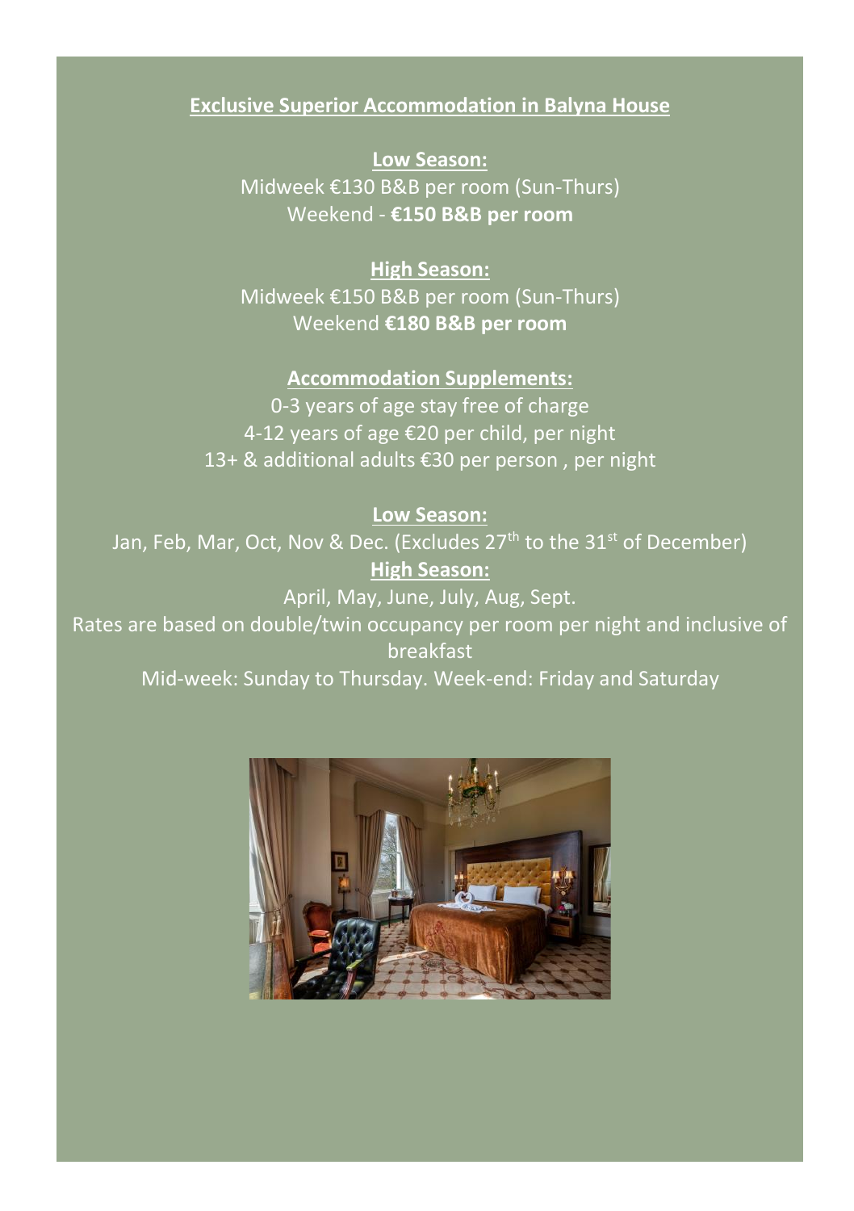## Exclusive Superior Accommodation in Balyna House

### Low Season:

Midweek €130 B&B per room (Sun-Thurs)
Weekend - **€150 B&B per room**

### High Season:

Midweek €150 B&B per room (Sun-Thurs)
Weekend **€180 B&B per room**

### Accommodation Supplements:

0-3 years of age stay free of charge
4-12 years of age €20 per child, per night
13+ & additional adults €30 per person , per night

### Low Season:

Jan, Feb, Mar, Oct, Nov & Dec. (Excludes 27th to the 31st of December)

### High Season:

April, May, June, July, Aug, Sept.

Rates are based on double/twin occupancy per room per night and inclusive of breakfast

Mid-week: Sunday to Thursday. Week-end: Friday and Saturday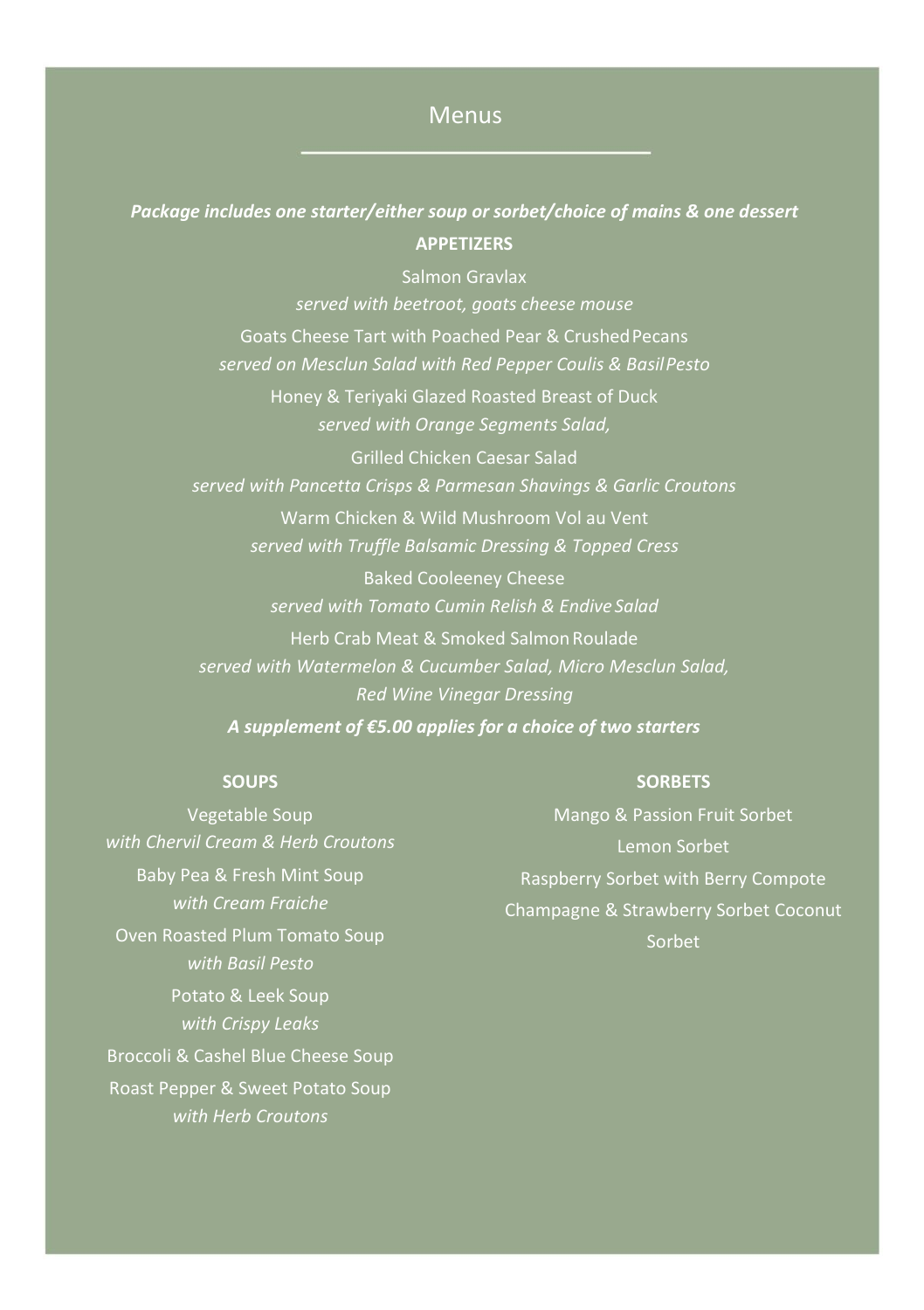# Menus

***Package includes one starter/either soup or sorbet/choice of mains & one dessert***

**APPETIZERS**

Salmon Gravlax
*served with beetroot, goats cheese mouse*

Goats Cheese Tart with Poached Pear & Crushed Pecans
*served on Mesclun Salad with Red Pepper Coulis & Basil Pesto*

Honey & Teriyaki Glazed Roasted Breast of Duck
*served with Orange Segments Salad,*

Grilled Chicken Caesar Salad
*served with Pancetta Crisps & Parmesan Shavings & Garlic Croutons*

Warm Chicken & Wild Mushroom Vol au Vent
*served with Truffle Balsamic Dressing & Topped Cress*

Baked Cooleeney Cheese
*served with Tomato Cumin Relish & Endive Salad*

Herb Crab Meat & Smoked Salmon Roulade
*served with Watermelon & Cucumber Salad, Micro Mesclun Salad, Red Wine Vinegar Dressing*

***A supplement of €5.00 applies for a choice of two starters***

**SOUPS**

Vegetable Soup
*with Chervil Cream & Herb Croutons*

Baby Pea & Fresh Mint Soup
*with Cream Fraiche*

Oven Roasted Plum Tomato Soup
*with Basil Pesto*

Potato & Leek Soup
*with Crispy Leaks*

Broccoli & Cashel Blue Cheese Soup

Roast Pepper & Sweet Potato Soup
*with Herb Croutons*

**SORBETS**

Mango & Passion Fruit Sorbet

Lemon Sorbet

Raspberry Sorbet with Berry Compote

Champagne & Strawberry Sorbet Coconut Sorbet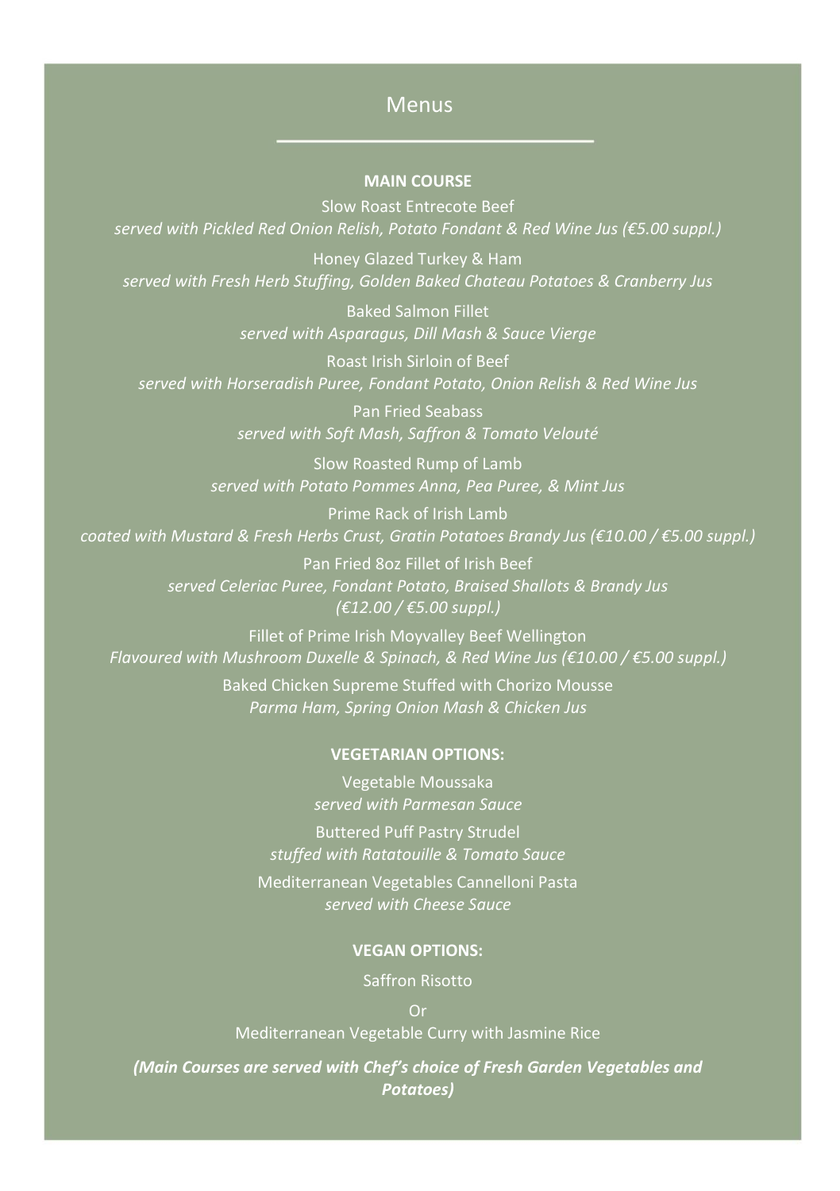# Menus

**MAIN COURSE**

Slow Roast Entrecote Beef
*served with Pickled Red Onion Relish, Potato Fondant & Red Wine Jus (€5.00 suppl.)*

Honey Glazed Turkey & Ham
*served with Fresh Herb Stuffing, Golden Baked Chateau Potatoes & Cranberry Jus*

Baked Salmon Fillet
*served with Asparagus, Dill Mash & Sauce Vierge*

Roast Irish Sirloin of Beef
*served with Horseradish Puree, Fondant Potato, Onion Relish & Red Wine Jus*

Pan Fried Seabass
*served with Soft Mash, Saffron & Tomato Velouté*

Slow Roasted Rump of Lamb
*served with Potato Pommes Anna, Pea Puree, & Mint Jus*

Prime Rack of Irish Lamb
*coated with Mustard & Fresh Herbs Crust, Gratin Potatoes Brandy Jus (€10.00 / €5.00 suppl.)*

Pan Fried 8oz Fillet of Irish Beef
*served Celeriac Puree, Fondant Potato, Braised Shallots & Brandy Jus (€12.00 / €5.00 suppl.)*

Fillet of Prime Irish Moyvalley Beef Wellington
*Flavoured with Mushroom Duxelle & Spinach, & Red Wine Jus (€10.00 / €5.00 suppl.)*

Baked Chicken Supreme Stuffed with Chorizo Mousse
*Parma Ham, Spring Onion Mash & Chicken Jus*

**VEGETARIAN OPTIONS:**

Vegetable Moussaka
*served with Parmesan Sauce*

Buttered Puff Pastry Strudel
*stuffed with Ratatouille & Tomato Sauce*

Mediterranean Vegetables Cannelloni Pasta
*served with Cheese Sauce*

**VEGAN OPTIONS:**

Saffron Risotto

Or

Mediterranean Vegetable Curry with Jasmine Rice

***(Main Courses are served with Chef's choice of Fresh Garden Vegetables and Potatoes)***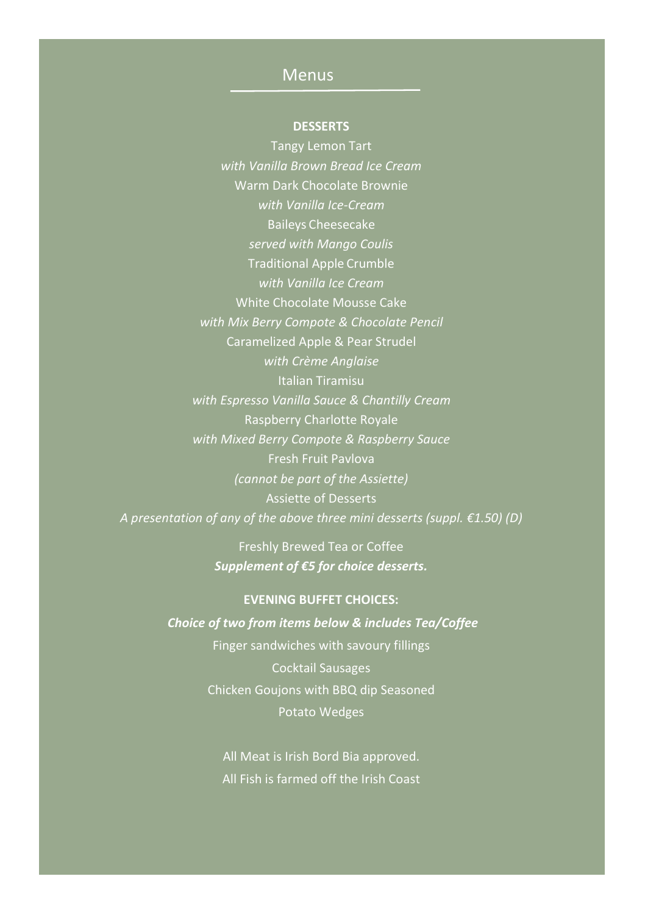## Menus

**DESSERTS**

Tangy Lemon Tart
*with Vanilla Brown Bread Ice Cream*

Warm Dark Chocolate Brownie
*with Vanilla Ice-Cream*

Baileys Cheesecake
*served with Mango Coulis*

Traditional Apple Crumble
*with Vanilla Ice Cream*

White Chocolate Mousse Cake
*with Mix Berry Compote & Chocolate Pencil*

Caramelized Apple & Pear Strudel
*with Crème Anglaise*

Italian Tiramisu
*with Espresso Vanilla Sauce & Chantilly Cream*

Raspberry Charlotte Royale
*with Mixed Berry Compote & Raspberry Sauce*

Fresh Fruit Pavlova
*(cannot be part of the Assiette)*

Assiette of Desserts
*A presentation of any of the above three mini desserts (suppl. €1.50) (D)*

Freshly Brewed Tea or Coffee
***Supplement of €5 for choice desserts.***

**EVENING BUFFET CHOICES:**

***Choice of two from items below & includes Tea/Coffee***

Finger sandwiches with savoury fillings

Cocktail Sausages

Chicken Goujons with BBQ dip Seasoned

Potato Wedges

All Meat is Irish Bord Bia approved.
All Fish is farmed off the Irish Coast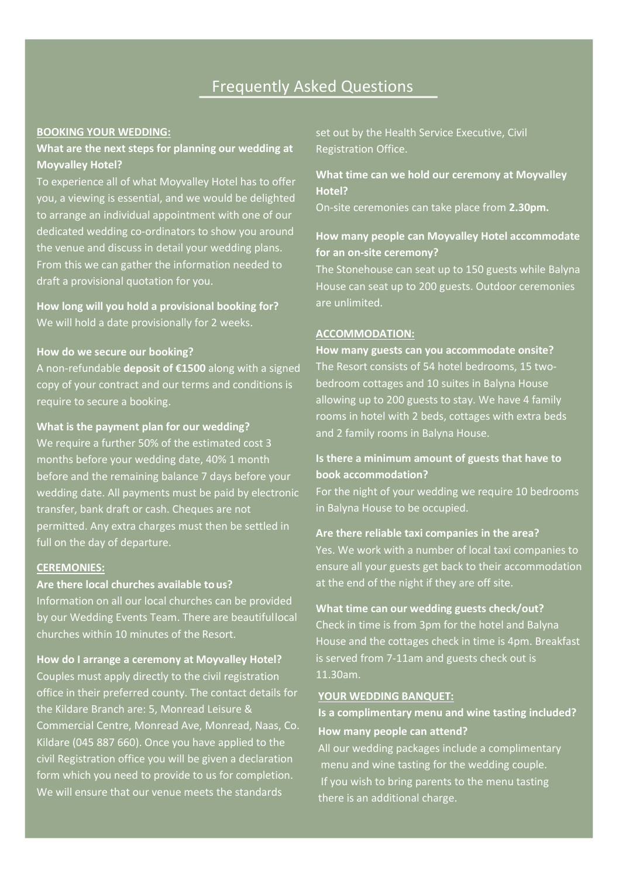# Frequently Asked Questions

**BOOKING YOUR WEDDING:**

**What are the next steps for planning our wedding at Moyvalley Hotel?**

To experience all of what Moyvalley Hotel has to offer you, a viewing is essential, and we would be delighted to arrange an individual appointment with one of our dedicated wedding co-ordinators to show you around the venue and discuss in detail your wedding plans. From this we can gather the information needed to draft a provisional quotation for you.

**How long will you hold a provisional booking for?**

We will hold a date provisionally for 2 weeks.

**How do we secure our booking?**

A non-refundable **deposit of €1500** along with a signed copy of your contract and our terms and conditions is require to secure a booking.

**What is the payment plan for our wedding?**

We require a further 50% of the estimated cost 3 months before your wedding date, 40% 1 month before and the remaining balance 7 days before your wedding date. All payments must be paid by electronic transfer, bank draft or cash. Cheques are not permitted. Any extra charges must then be settled in full on the day of departure.

**CEREMONIES:**

**Are there local churches available to us?**

Information on all our local churches can be provided by our Wedding Events Team. There are beautiful local churches within 10 minutes of the Resort.

**How do I arrange a ceremony at Moyvalley Hotel?**

Couples must apply directly to the civil registration office in their preferred county. The contact details for the Kildare Branch are: 5, Monread Leisure & Commercial Centre, Monread Ave, Monread, Naas, Co. Kildare (045 887 660). Once you have applied to the civil Registration office you will be given a declaration form which you need to provide to us for completion. We will ensure that our venue meets the standards set out by the Health Service Executive, Civil Registration Office.

**What time can we hold our ceremony at Moyvalley Hotel?**

On-site ceremonies can take place from **2.30pm.**

**How many people can Moyvalley Hotel accommodate for an on-site ceremony?**

The Stonehouse can seat up to 150 guests while Balyna House can seat up to 200 guests. Outdoor ceremonies are unlimited.

**ACCOMMODATION:**

**How many guests can you accommodate onsite?**

The Resort consists of 54 hotel bedrooms, 15 two-bedroom cottages and 10 suites in Balyna House allowing up to 200 guests to stay. We have 4 family rooms in hotel with 2 beds, cottages with extra beds and 2 family rooms in Balyna House.

**Is there a minimum amount of guests that have to book accommodation?**

For the night of your wedding we require 10 bedrooms in Balyna House to be occupied.

**Are there reliable taxi companies in the area?**

Yes. We work with a number of local taxi companies to ensure all your guests get back to their accommodation at the end of the night if they are off site.

**What time can our wedding guests check/out?**

Check in time is from 3pm for the hotel and Balyna House and the cottages check in time is 4pm. Breakfast is served from 7-11am and guests check out is 11.30am.

**YOUR WEDDING BANQUET:**

**Is a complimentary menu and wine tasting included? How many people can attend?**

All our wedding packages include a complimentary menu and wine tasting for the wedding couple. If you wish to bring parents to the menu tasting there is an additional charge.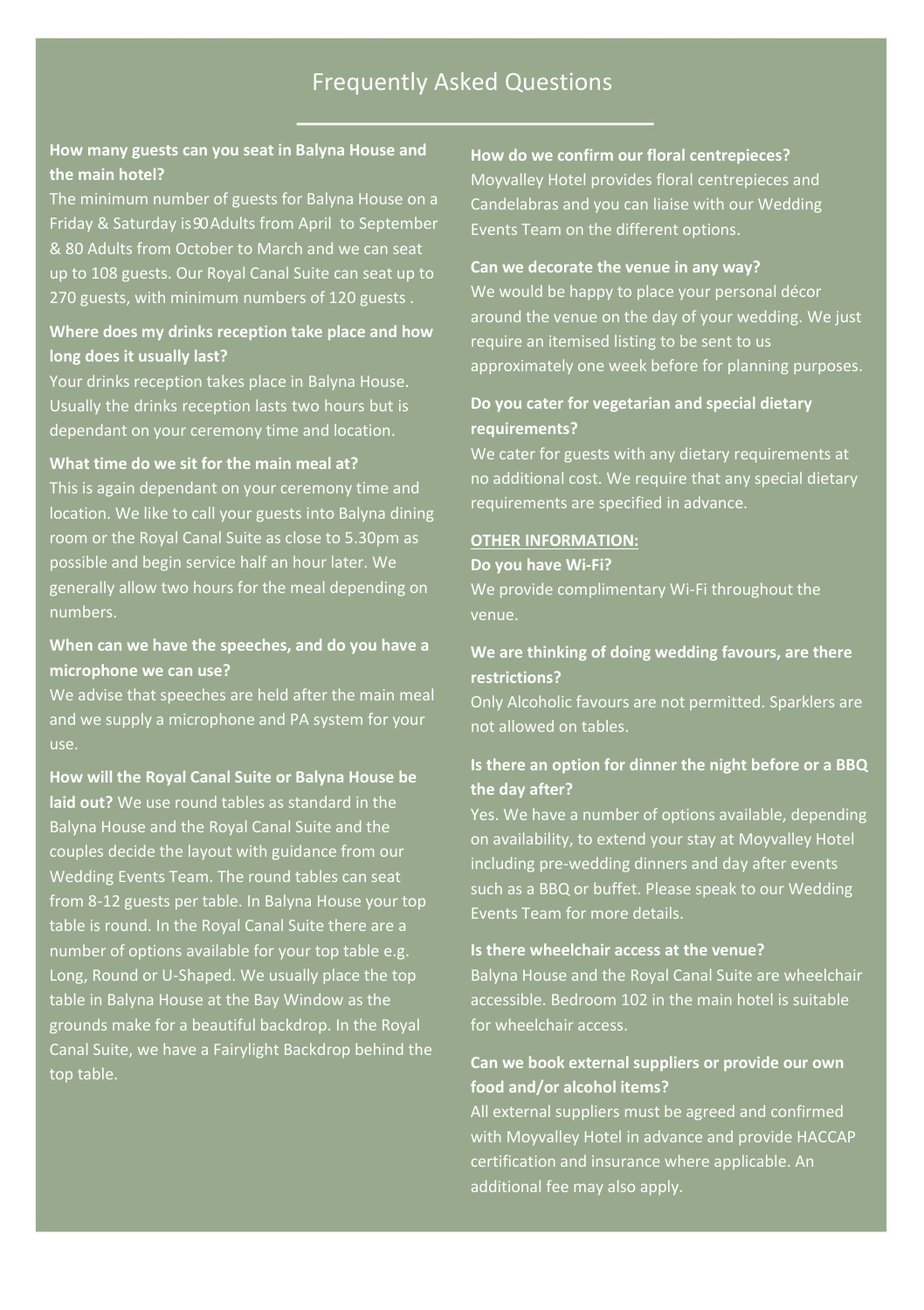# Frequently Asked Questions

**How many guests can you seat in Balyna House and the main hotel?**
The minimum number of guests for Balyna House on a Friday & Saturday is 90 Adults from April to September & 80 Adults from October to March and we can seat up to 108 guests. Our Royal Canal Suite can seat up to 270 guests, with minimum numbers of 120 guests .

**Where does my drinks reception take place and how long does it usually last?**
Your drinks reception takes place in Balyna House. Usually the drinks reception lasts two hours but is dependant on your ceremony time and location.

**What time do we sit for the main meal at?**
This is again dependant on your ceremony time and location. We like to call your guests into Balyna dining room or the Royal Canal Suite as close to 5.30pm as possible and begin service half an hour later. We generally allow two hours for the meal depending on numbers.

**When can we have the speeches, and do you have a microphone we can use?**
We advise that speeches are held after the main meal and we supply a microphone and PA system for your use.

**How will the Royal Canal Suite or Balyna House be laid out?** We use round tables as standard in the Balyna House and the Royal Canal Suite and the couples decide the layout with guidance from our Wedding Events Team. The round tables can seat from 8-12 guests per table. In Balyna House your top table is round. In the Royal Canal Suite there are a number of options available for your top table e.g. Long, Round or U-Shaped. We usually place the top table in Balyna House at the Bay Window as the grounds make for a beautiful backdrop. In the Royal Canal Suite, we have a Fairylight Backdrop behind the top table.

**How do we confirm our floral centrepieces?**
Moyvalley Hotel provides floral centrepieces and Candelabras and you can liaise with our Wedding Events Team on the different options.

**Can we decorate the venue in any way?**
We would be happy to place your personal décor around the venue on the day of your wedding. We just require an itemised listing to be sent to us approximately one week before for planning purposes.

**Do you cater for vegetarian and special dietary requirements?**
We cater for guests with any dietary requirements at no additional cost. We require that any special dietary requirements are specified in advance.

**OTHER INFORMATION:**

**Do you have Wi-Fi?**
We provide complimentary Wi-Fi throughout the venue.

**We are thinking of doing wedding favours, are there restrictions?**
Only Alcoholic favours are not permitted. Sparklers are not allowed on tables.

**Is there an option for dinner the night before or a BBQ the day after?**
Yes. We have a number of options available, depending on availability, to extend your stay at Moyvalley Hotel including pre-wedding dinners and day after events such as a BBQ or buffet. Please speak to our Wedding Events Team for more details.

**Is there wheelchair access at the venue?**
Balyna House and the Royal Canal Suite are wheelchair accessible. Bedroom 102 in the main hotel is suitable for wheelchair access.

**Can we book external suppliers or provide our own food and/or alcohol items?**
All external suppliers must be agreed and confirmed with Moyvalley Hotel in advance and provide HACCAP certification and insurance where applicable. An additional fee may also apply.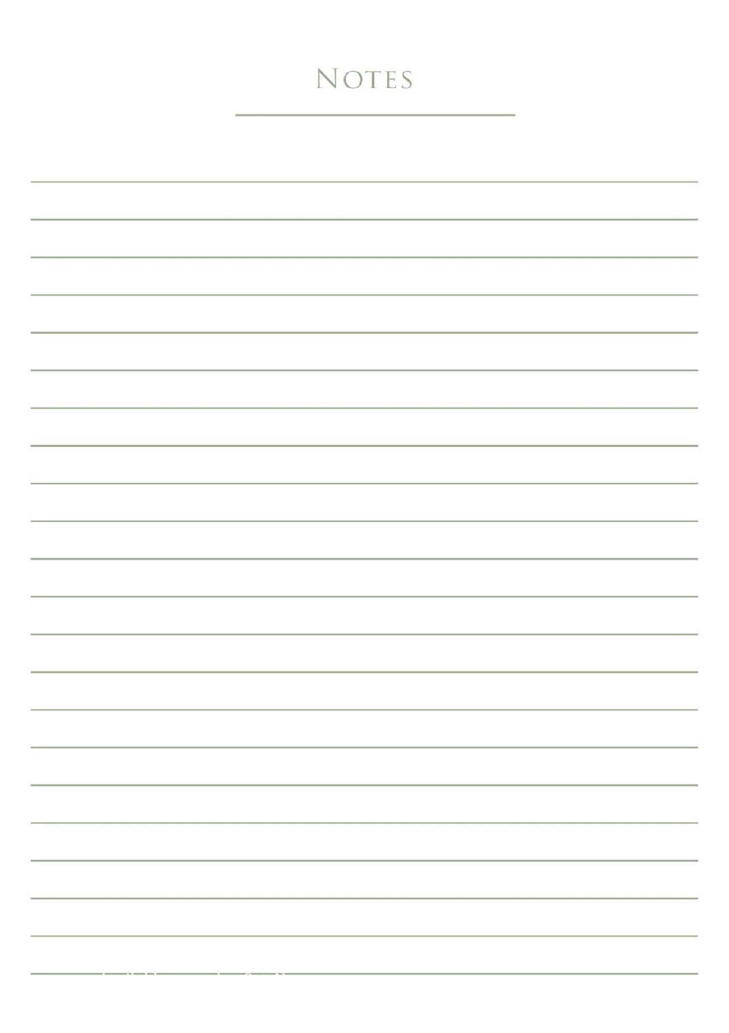# Notes